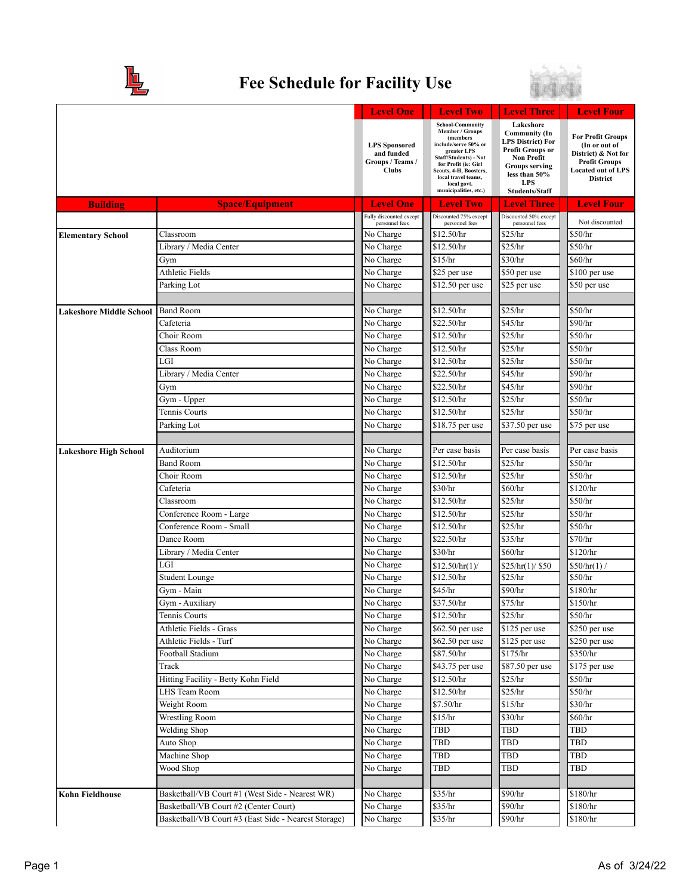# Fee Schedule for Facility Use

| | | Level One | Level Two | Level Three | Level Four |
|---|---|---|---|---|---|
| | | LPS Sponsored and funded Groups / Teams / Clubs | School-Community Member / Groups (members include/serve 50% or greater LPS Staff/Students) - Not for Profit (ie: Girl Scouts, 4-H, Boosters, local travel teams, local govt. municipalities, etc.) | Lakeshore Community (In LPS District) For Profit Groups or Non Profit Groups serving less than 50% LPS Students/Staff | For Profit Groups (In or out of District) & Not for Profit Groups Located out of LPS District |
| **Building** | **Space/Equipment** | **Level One** | **Level Two** | **Level Three** | **Level Four** |
| | | Fully discounted except personnel fees | Discounted 75% except personnel fees | Discounted 50% except personnel fees | Not discounted |
| **Elementary School** | Classroom | No Charge | $12.50/hr | $25/hr | $50/hr |
| | Library / Media Center | No Charge | $12.50/hr | $25/hr | $50/hr |
| | Gym | No Charge | $15/hr | $30/hr | $60/hr |
| | Athletic Fields | No Charge | $25 per use | $50 per use | $100 per use |
| | Parking Lot | No Charge | $12.50 per use | $25 per use | $50 per use |
| | | | | | |
| **Lakeshore Middle School** | Band Room | No Charge | $12.50/hr | $25/hr | $50/hr |
| | Cafeteria | No Charge | $22.50/hr | $45/hr | $90/hr |
| | Choir Room | No Charge | $12.50/hr | $25/hr | $50/hr |
| | Class Room | No Charge | $12.50/hr | $25/hr | $50/hr |
| | LGI | No Charge | $12.50/hr | $25/hr | $50/hr |
| | Library / Media Center | No Charge | $22.50/hr | $45/hr | $90/hr |
| | Gym | No Charge | $22.50/hr | $45/hr | $90/hr |
| | Gym - Upper | No Charge | $12.50/hr | $25/hr | $50/hr |
| | Tennis Courts | No Charge | $12.50/hr | $25/hr | $50/hr |
| | Parking Lot | No Charge | $18.75 per use | $37.50 per use | $75 per use |
| | | | | | |
| **Lakeshore High School** | Auditorium | No Charge | Per case basis | Per case basis | Per case basis |
| | Band Room | No Charge | $12.50/hr | $25/hr | $50/hr |
| | Choir Room | No Charge | $12.50/hr | $25/hr | $50/hr |
| | Cafeteria | No Charge | $30/hr | $60/hr | $120/hr |
| | Classroom | No Charge | $12.50/hr | $25/hr | $50/hr |
| | Conference Room - Large | No Charge | $12.50/hr | $25/hr | $50/hr |
| | Conference Room - Small | No Charge | $12.50/hr | $25/hr | $50/hr |
| | Dance Room | No Charge | $22.50/hr | $35/hr | $70/hr |
| | Library / Media Center | No Charge | $30/hr | $60/hr | $120/hr |
| | LGI | No Charge | $12.50/hr(1)/ | $25/hr(1)/ $50 | $50/hr(1) / |
| | Student Lounge | No Charge | $12.50/hr | $25/hr | $50/hr |
| | Gym - Main | No Charge | $45/hr | $90/hr | $180/hr |
| | Gym - Auxiliary | No Charge | $37.50/hr | $75/hr | $150/hr |
| | Tennis Courts | No Charge | $12.50/hr | $25/hr | $50/hr |
| | Athletic Fields - Grass | No Charge | $62.50 per use | $125 per use | $250 per use |
| | Athletic Fields - Turf | No Charge | $62.50 per use | $125 per use | $250 per use |
| | Football Stadium | No Charge | $87.50/hr | $175/hr | $350/hr |
| | Track | No Charge | $43.75 per use | $87.50 per use | $175 per use |
| | Hitting Facility - Betty Kohn Field | No Charge | $12.50/hr | $25/hr | $50/hr |
| | LHS Team Room | No Charge | $12.50/hr | $25/hr | $50/hr |
| | Weight Room | No Charge | $7.50/hr | $15/hr | $30/hr |
| | Wrestling Room | No Charge | $15/hr | $30/hr | $60/hr |
| | Welding Shop | No Charge | TBD | TBD | TBD |
| | Auto Shop | No Charge | TBD | TBD | TBD |
| | Machine Shop | No Charge | TBD | TBD | TBD |
| | Wood Shop | No Charge | TBD | TBD | TBD |
| | | | | | |
| **Kohn Fieldhouse** | Basketball/VB Court #1 (West Side - Nearest WR) | No Charge | $35/hr | $90/hr | $180/hr |
| | Basketball/VB Court #2 (Center Court) | No Charge | $35/hr | $90/hr | $180/hr |
| | Basketball/VB Court #3 (East Side - Nearest Storage) | No Charge | $35/hr | $90/hr | $180/hr |

As of 3/24/22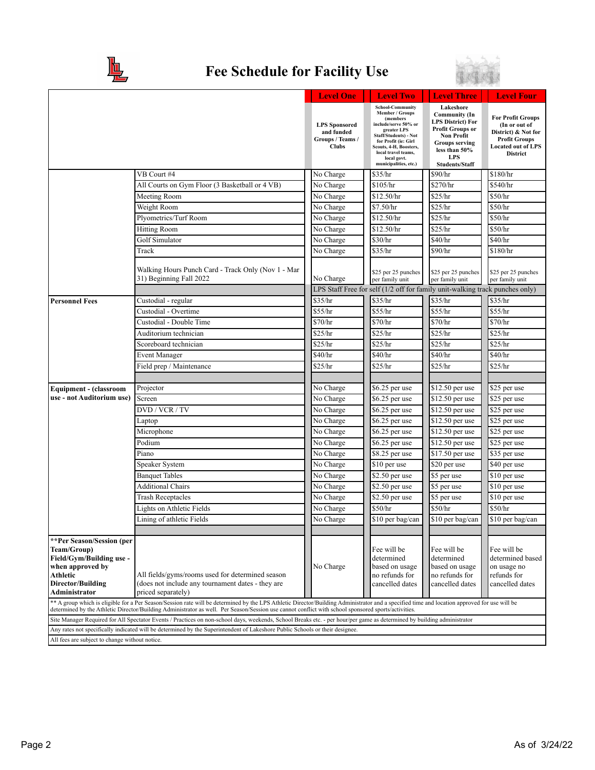# Fee Schedule for Facility Use

| | | Level One | Level Two | Level Three | Level Four |
|---|---|---|---|---|---|
| | | LPS Sponsored and funded Groups / Teams / Clubs | School-Community Member / Groups (members include/serve 50% or greater LPS Staff/Students) - Not for Profit (ie: Girl Scouts, 4-H, Boosters, local travel teams, local govt. municipalities, etc.) | Lakeshore Community (In LPS District) For Profit Groups or Non Profit Groups serving less than 50% LPS Students/Staff | For Profit Groups (In or out of District) & Not for Profit Groups Located out of LPS District |
| | VB Court #4 | No Charge | $35/hr | $90/hr | $180/hr |
| | All Courts on Gym Floor (3 Basketball or 4 VB) | No Charge | $105/hr | $270/hr | $540/hr |
| | Meeting Room | No Charge | $12.50/hr | $25/hr | $50/hr |
| | Weight Room | No Charge | $7.50/hr | $25/hr | $50/hr |
| | Plyometrics/Turf Room | No Charge | $12.50/hr | $25/hr | $50/hr |
| | Hitting Room | No Charge | $12.50/hr | $25/hr | $50/hr |
| | Golf Simulator | No Charge | $30/hr | $40/hr | $40/hr |
| | Track | No Charge | $35/hr | $90/hr | $180/hr |
| | Walking Hours Punch Card - Track Only (Nov 1 - Mar 31) Beginning Fall 2022 | No Charge | $25 per 25 punches per family unit | $25 per 25 punches per family unit | $25 per 25 punches per family unit |
| | | LPS Staff Free for self (1/2 off for family unit-walking track punches only) | | | |
| **Personnel Fees** | Custodial - regular | $35/hr | $35/hr | $35/hr | $35/hr |
| | Custodial - Overtime | $55/hr | $55/hr | $55/hr | $55/hr |
| | Custodial - Double Time | $70/hr | $70/hr | $70/hr | $70/hr |
| | Auditorium technician | $25/hr | $25/hr | $25/hr | $25/hr |
| | Scoreboard technician | $25/hr | $25/hr | $25/hr | $25/hr |
| | Event Manager | $40/hr | $40/hr | $40/hr | $40/hr |
| | Field prep / Maintenance | $25/hr | $25/hr | $25/hr | $25/hr |
| | | | | | |
| **Equipment - (classroom use - not Auditorium use)** | Projector | No Charge | $6.25 per use | $12.50 per use | $25 per use |
| | Screen | No Charge | $6.25 per use | $12.50 per use | $25 per use |
| | DVD / VCR / TV | No Charge | $6.25 per use | $12.50 per use | $25 per use |
| | Laptop | No Charge | $6.25 per use | $12.50 per use | $25 per use |
| | Microphone | No Charge | $6.25 per use | $12.50 per use | $25 per use |
| | Podium | No Charge | $6.25 per use | $12.50 per use | $25 per use |
| | Piano | No Charge | $8.25 per use | $17.50 per use | $35 per use |
| | Speaker System | No Charge | $10 per use | $20 per use | $40 per use |
| | Banquet Tables | No Charge | $2.50 per use | $5 per use | $10 per use |
| | Additional Chairs | No Charge | $2.50 per use | $5 per use | $10 per use |
| | Trash Receptacles | No Charge | $2.50 per use | $5 per use | $10 per use |
| | Lights on Athletic Fields | No Charge | $50/hr | $50/hr | $50/hr |
| | Lining of athletic Fields | No Charge | $10 per bag/can | $10 per bag/can | $10 per bag/can |
| | | | | | |
| **\*\*Per Season/Session (per Team/Group) Field/Gym/Building use - when approved by Athletic Director/Building Administrator** | All fields/gyms/rooms used for determined season (does not include any tournament dates - they are priced separately) | No Charge | Fee will be determined based on usage no refunds for cancelled dates | Fee will be determined based on usage no refunds for cancelled dates | Fee will be determined based on usage no refunds for cancelled dates |

** A group which is eligible for a Per Season/Session rate will be determined by the LPS Athletic Director/Building Administrator and a specified time and location approved for use will be determined by the Athletic Director/Building Administrator as well. Per Season/Session use cannot conflict with school sponsored sports/activities.

Site Manager Required for All Spectator Events / Practices on non-school days, weekends, School Breaks etc. - per hour/per game as determined by building administrator

Any rates not specifically indicated will be determined by the Superintendent of Lakeshore Public Schools or their designee.

All fees are subject to change without notice.

As of 3/24/22